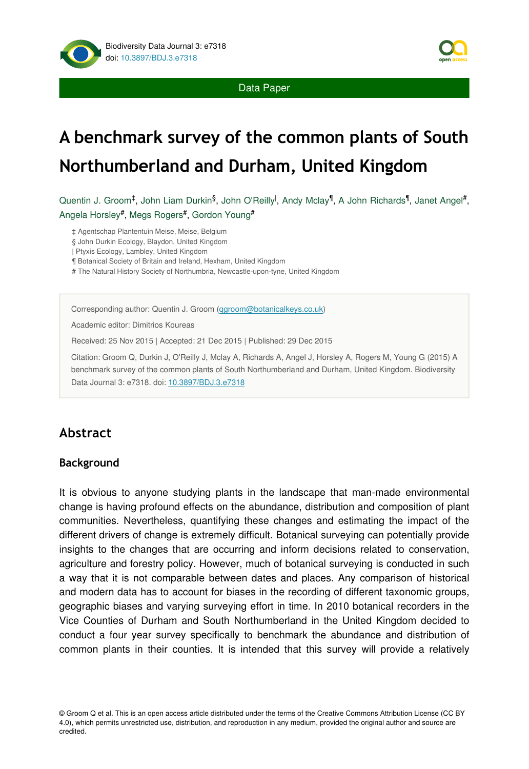Data Paper

# A benchmark survey of the common plants of South Northumberland and Durham, United Kingdom

Quentin J. Groom[‡], John Liam Durkin[§], John O'Reilly[|], Andy Mclay[¶], A John Richards[¶], Janet Angel[#], Angela Horsley[#], Megs Rogers[#], Gordon Young[#]

‡ Agentschap Plantentuin Meise, Meise, Belgium
§ John Durkin Ecology, Blaydon, United Kingdom
| Ptyxis Ecology, Lambley, United Kingdom
¶ Botanical Society of Britain and Ireland, Hexham, United Kingdom
# The Natural History Society of Northumbria, Newcastle-upon-tyne, United Kingdom

Corresponding author: Quentin J. Groom (qgroom@botanicalkeys.co.uk)

Academic editor: Dimitrios Koureas

Received: 25 Nov 2015 | Accepted: 21 Dec 2015 | Published: 29 Dec 2015

Citation: Groom Q, Durkin J, O'Reilly J, Mclay A, Richards A, Angel J, Horsley A, Rogers M, Young G (2015) A benchmark survey of the common plants of South Northumberland and Durham, United Kingdom. Biodiversity Data Journal 3: e7318. doi: 10.3897/BDJ.3.e7318

## Abstract

### Background

It is obvious to anyone studying plants in the landscape that man-made environmental change is having profound effects on the abundance, distribution and composition of plant communities. Nevertheless, quantifying these changes and estimating the impact of the different drivers of change is extremely difficult. Botanical surveying can potentially provide insights to the changes that are occurring and inform decisions related to conservation, agriculture and forestry policy. However, much of botanical surveying is conducted in such a way that it is not comparable between dates and places. Any comparison of historical and modern data has to account for biases in the recording of different taxonomic groups, geographic biases and varying surveying effort in time. In 2010 botanical recorders in the Vice Counties of Durham and South Northumberland in the United Kingdom decided to conduct a four year survey specifically to benchmark the abundance and distribution of common plants in their counties. It is intended that this survey will provide a relatively

© Groom Q et al. This is an open access article distributed under the terms of the Creative Commons Attribution License (CC BY 4.0), which permits unrestricted use, distribution, and reproduction in any medium, provided the original author and source are credited.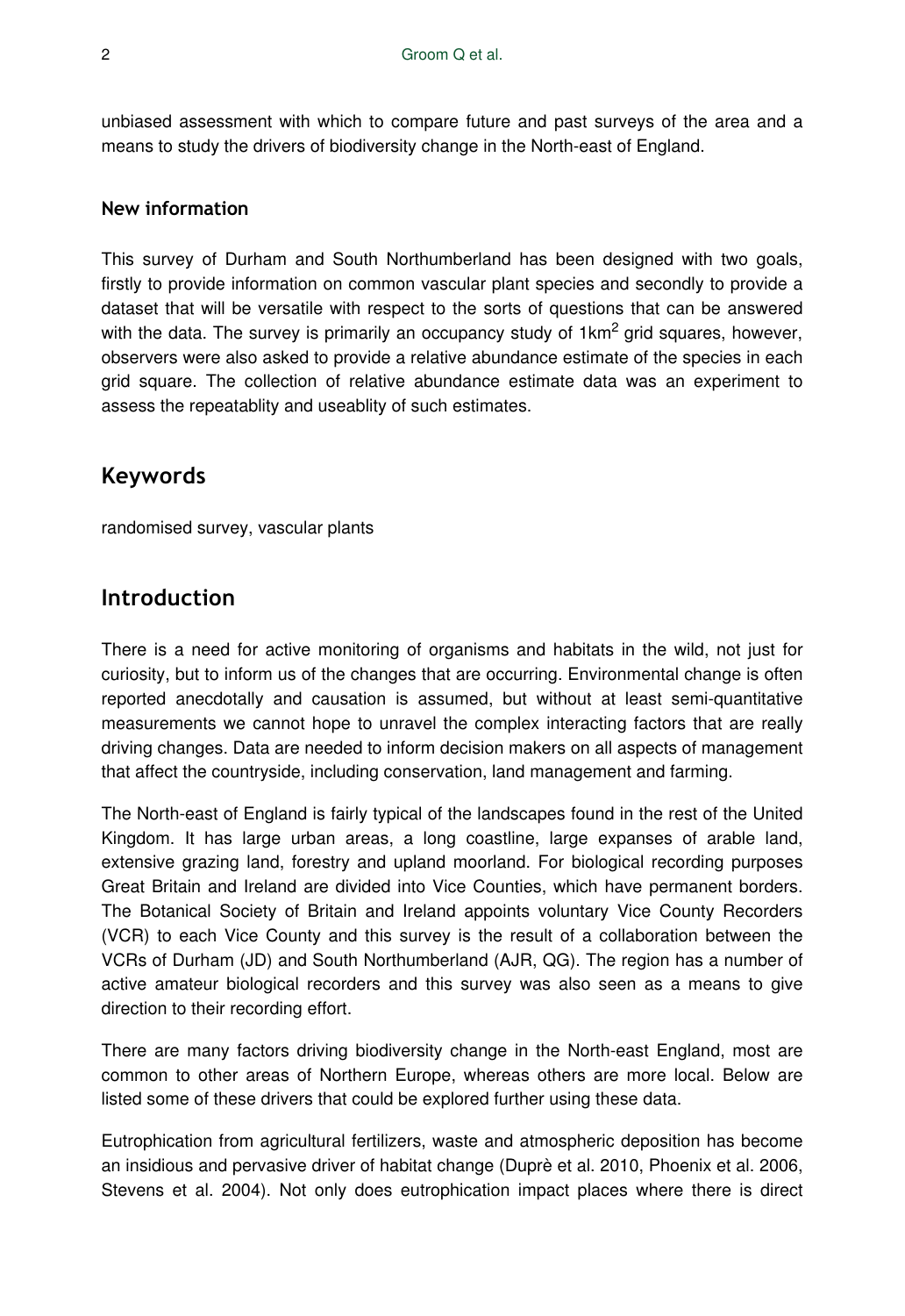unbiased assessment with which to compare future and past surveys of the area and a means to study the drivers of biodiversity change in the North-east of England.

### New information

This survey of Durham and South Northumberland has been designed with two goals, firstly to provide information on common vascular plant species and secondly to provide a dataset that will be versatile with respect to the sorts of questions that can be answered with the data. The survey is primarily an occupancy study of 1km$^2$ grid squares, however, observers were also asked to provide a relative abundance estimate of the species in each grid square. The collection of relative abundance estimate data was an experiment to assess the repeatablity and useablity of such estimates.

## Keywords

randomised survey, vascular plants

## Introduction

There is a need for active monitoring of organisms and habitats in the wild, not just for curiosity, but to inform us of the changes that are occurring. Environmental change is often reported anecdotally and causation is assumed, but without at least semi-quantitative measurements we cannot hope to unravel the complex interacting factors that are really driving changes. Data are needed to inform decision makers on all aspects of management that affect the countryside, including conservation, land management and farming.

The North-east of England is fairly typical of the landscapes found in the rest of the United Kingdom. It has large urban areas, a long coastline, large expanses of arable land, extensive grazing land, forestry and upland moorland. For biological recording purposes Great Britain and Ireland are divided into Vice Counties, which have permanent borders. The Botanical Society of Britain and Ireland appoints voluntary Vice County Recorders (VCR) to each Vice County and this survey is the result of a collaboration between the VCRs of Durham (JD) and South Northumberland (AJR, QG). The region has a number of active amateur biological recorders and this survey was also seen as a means to give direction to their recording effort.

There are many factors driving biodiversity change in the North-east England, most are common to other areas of Northern Europe, whereas others are more local. Below are listed some of these drivers that could be explored further using these data.

Eutrophication from agricultural fertilizers, waste and atmospheric deposition has become an insidious and pervasive driver of habitat change (Duprè et al. 2010, Phoenix et al. 2006, Stevens et al. 2004). Not only does eutrophication impact places where there is direct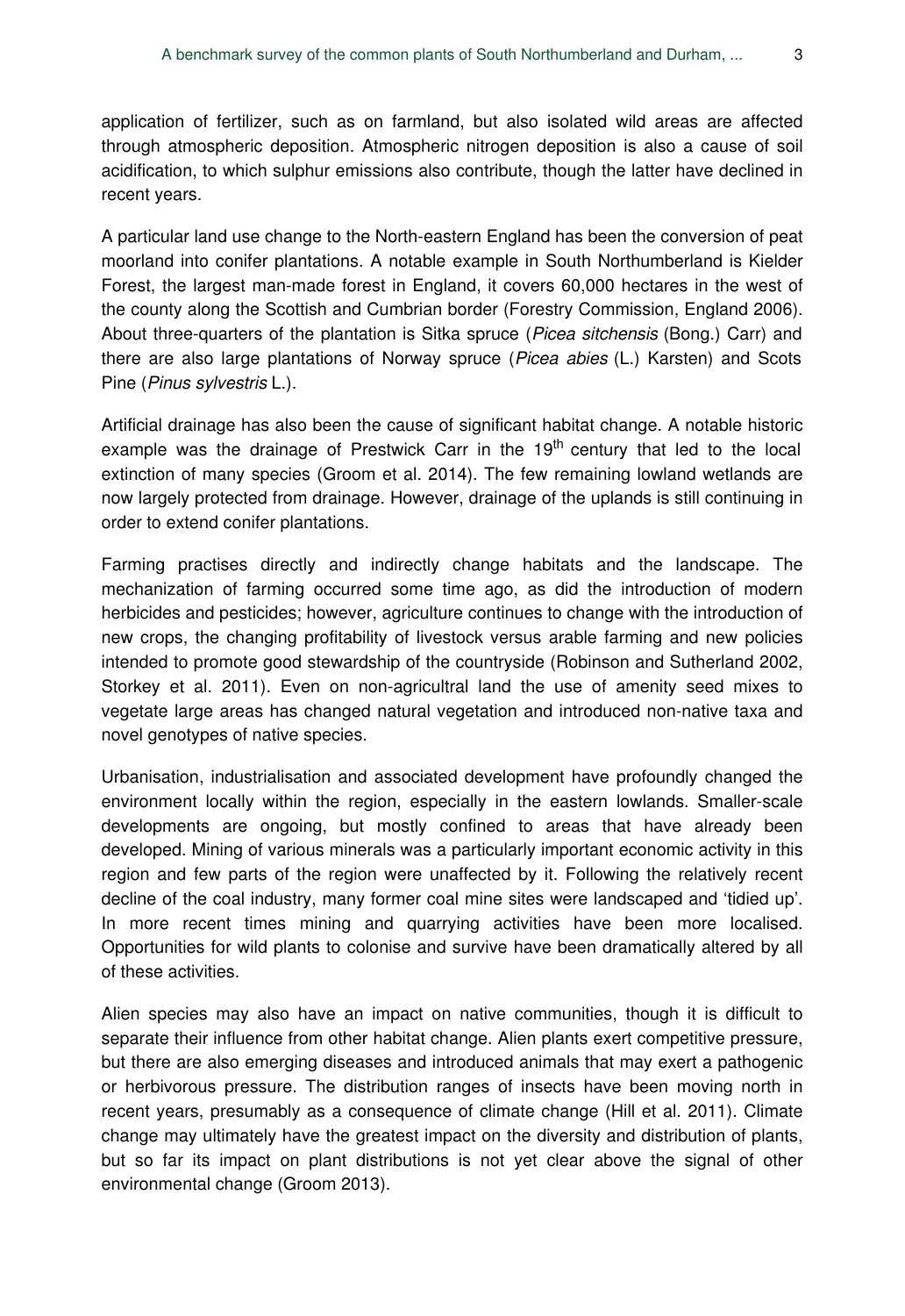application of fertilizer, such as on farmland, but also isolated wild areas are affected through atmospheric deposition. Atmospheric nitrogen deposition is also a cause of soil acidification, to which sulphur emissions also contribute, though the latter have declined in recent years.

A particular land use change to the North-eastern England has been the conversion of peat moorland into conifer plantations. A notable example in South Northumberland is Kielder Forest, the largest man-made forest in England, it covers 60,000 hectares in the west of the county along the Scottish and Cumbrian border (Forestry Commission, England 2006). About three-quarters of the plantation is Sitka spruce (*Picea sitchensis* (Bong.) Carr) and there are also large plantations of Norway spruce (*Picea abies* (L.) Karsten) and Scots Pine (*Pinus sylvestris* L.).

Artificial drainage has also been the cause of significant habitat change. A notable historic example was the drainage of Prestwick Carr in the 19th century that led to the local extinction of many species (Groom et al. 2014). The few remaining lowland wetlands are now largely protected from drainage. However, drainage of the uplands is still continuing in order to extend conifer plantations.

Farming practises directly and indirectly change habitats and the landscape. The mechanization of farming occurred some time ago, as did the introduction of modern herbicides and pesticides; however, agriculture continues to change with the introduction of new crops, the changing profitability of livestock versus arable farming and new policies intended to promote good stewardship of the countryside (Robinson and Sutherland 2002, Storkey et al. 2011). Even on non-agricultral land the use of amenity seed mixes to vegetate large areas has changed natural vegetation and introduced non-native taxa and novel genotypes of native species.

Urbanisation, industrialisation and associated development have profoundly changed the environment locally within the region, especially in the eastern lowlands. Smaller-scale developments are ongoing, but mostly confined to areas that have already been developed. Mining of various minerals was a particularly important economic activity in this region and few parts of the region were unaffected by it. Following the relatively recent decline of the coal industry, many former coal mine sites were landscaped and 'tidied up'. In more recent times mining and quarrying activities have been more localised. Opportunities for wild plants to colonise and survive have been dramatically altered by all of these activities.

Alien species may also have an impact on native communities, though it is difficult to separate their influence from other habitat change. Alien plants exert competitive pressure, but there are also emerging diseases and introduced animals that may exert a pathogenic or herbivorous pressure. The distribution ranges of insects have been moving north in recent years, presumably as a consequence of climate change (Hill et al. 2011). Climate change may ultimately have the greatest impact on the diversity and distribution of plants, but so far its impact on plant distributions is not yet clear above the signal of other environmental change (Groom 2013).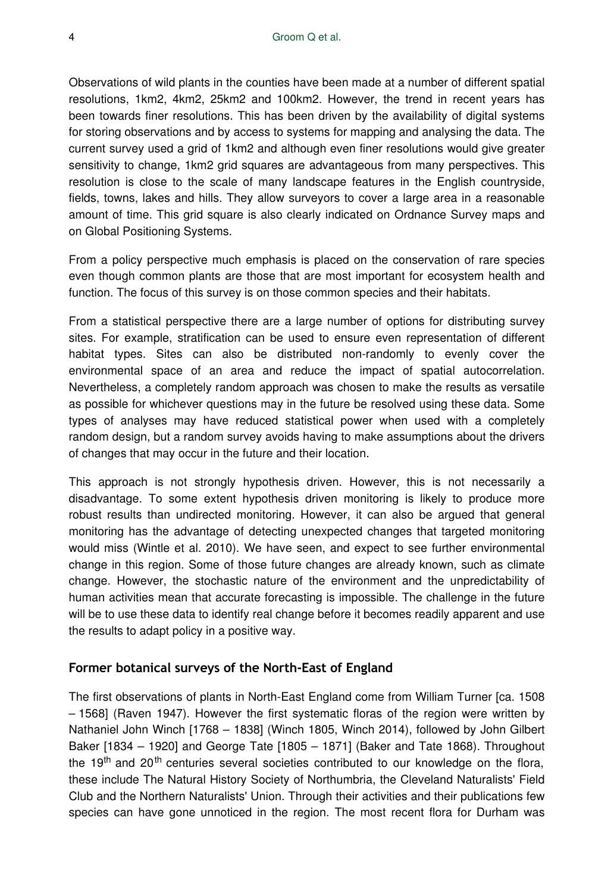Observations of wild plants in the counties have been made at a number of different spatial resolutions, 1km2, 4km2, 25km2 and 100km2. However, the trend in recent years has been towards finer resolutions. This has been driven by the availability of digital systems for storing observations and by access to systems for mapping and analysing the data. The current survey used a grid of 1km2 and although even finer resolutions would give greater sensitivity to change, 1km2 grid squares are advantageous from many perspectives. This resolution is close to the scale of many landscape features in the English countryside, fields, towns, lakes and hills. They allow surveyors to cover a large area in a reasonable amount of time. This grid square is also clearly indicated on Ordnance Survey maps and on Global Positioning Systems.

From a policy perspective much emphasis is placed on the conservation of rare species even though common plants are those that are most important for ecosystem health and function. The focus of this survey is on those common species and their habitats.

From a statistical perspective there are a large number of options for distributing survey sites. For example, stratification can be used to ensure even representation of different habitat types. Sites can also be distributed non-randomly to evenly cover the environmental space of an area and reduce the impact of spatial autocorrelation. Nevertheless, a completely random approach was chosen to make the results as versatile as possible for whichever questions may in the future be resolved using these data. Some types of analyses may have reduced statistical power when used with a completely random design, but a random survey avoids having to make assumptions about the drivers of changes that may occur in the future and their location.

This approach is not strongly hypothesis driven. However, this is not necessarily a disadvantage. To some extent hypothesis driven monitoring is likely to produce more robust results than undirected monitoring. However, it can also be argued that general monitoring has the advantage of detecting unexpected changes that targeted monitoring would miss (Wintle et al. 2010). We have seen, and expect to see further environmental change in this region. Some of those future changes are already known, such as climate change. However, the stochastic nature of the environment and the unpredictability of human activities mean that accurate forecasting is impossible. The challenge in the future will be to use these data to identify real change before it becomes readily apparent and use the results to adapt policy in a positive way.

## Former botanical surveys of the North-East of England

The first observations of plants in North-East England come from William Turner [ca. 1508 – 1568] (Raven 1947). However the first systematic floras of the region were written by Nathaniel John Winch [1768 – 1838] (Winch 1805, Winch 2014), followed by John Gilbert Baker [1834 – 1920] and George Tate [1805 – 1871] (Baker and Tate 1868). Throughout the 19th and 20th centuries several societies contributed to our knowledge on the flora, these include The Natural History Society of Northumbria, the Cleveland Naturalists' Field Club and the Northern Naturalists' Union. Through their activities and their publications few species can have gone unnoticed in the region. The most recent flora for Durham was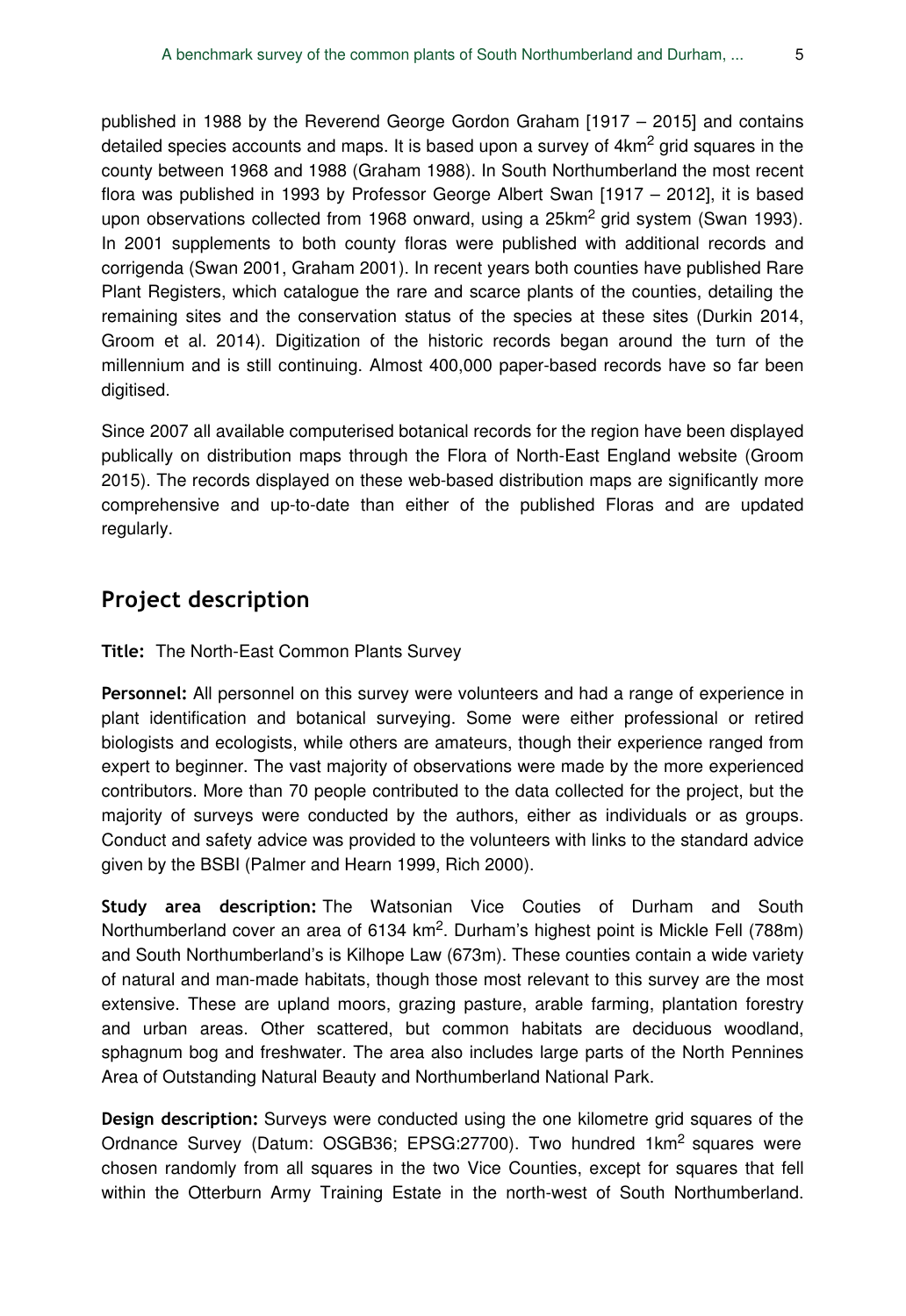published in 1988 by the Reverend George Gordon Graham [1917 – 2015] and contains detailed species accounts and maps. It is based upon a survey of 4km$^2$ grid squares in the county between 1968 and 1988 (Graham 1988). In South Northumberland the most recent flora was published in 1993 by Professor George Albert Swan [1917 – 2012], it is based upon observations collected from 1968 onward, using a 25km$^2$ grid system (Swan 1993). In 2001 supplements to both county floras were published with additional records and corrigenda (Swan 2001, Graham 2001). In recent years both counties have published Rare Plant Registers, which catalogue the rare and scarce plants of the counties, detailing the remaining sites and the conservation status of the species at these sites (Durkin 2014, Groom et al. 2014). Digitization of the historic records began around the turn of the millennium and is still continuing. Almost 400,000 paper-based records have so far been digitised.

Since 2007 all available computerised botanical records for the region have been displayed publically on distribution maps through the Flora of North-East England website (Groom 2015). The records displayed on these web-based distribution maps are significantly more comprehensive and up-to-date than either of the published Floras and are updated regularly.

## Project description

**Title:** The North-East Common Plants Survey

**Personnel:** All personnel on this survey were volunteers and had a range of experience in plant identification and botanical surveying. Some were either professional or retired biologists and ecologists, while others are amateurs, though their experience ranged from expert to beginner. The vast majority of observations were made by the more experienced contributors. More than 70 people contributed to the data collected for the project, but the majority of surveys were conducted by the authors, either as individuals or as groups. Conduct and safety advice was provided to the volunteers with links to the standard advice given by the BSBI (Palmer and Hearn 1999, Rich 2000).

**Study area description:** The Watsonian Vice Couties of Durham and South Northumberland cover an area of 6134 km$^2$. Durham's highest point is Mickle Fell (788m) and South Northumberland's is Kilhope Law (673m). These counties contain a wide variety of natural and man-made habitats, though those most relevant to this survey are the most extensive. These are upland moors, grazing pasture, arable farming, plantation forestry and urban areas. Other scattered, but common habitats are deciduous woodland, sphagnum bog and freshwater. The area also includes large parts of the North Pennines Area of Outstanding Natural Beauty and Northumberland National Park.

**Design description:** Surveys were conducted using the one kilometre grid squares of the Ordnance Survey (Datum: OSGB36; EPSG:27700). Two hundred 1km$^2$ squares were chosen randomly from all squares in the two Vice Counties, except for squares that fell within the Otterburn Army Training Estate in the north-west of South Northumberland.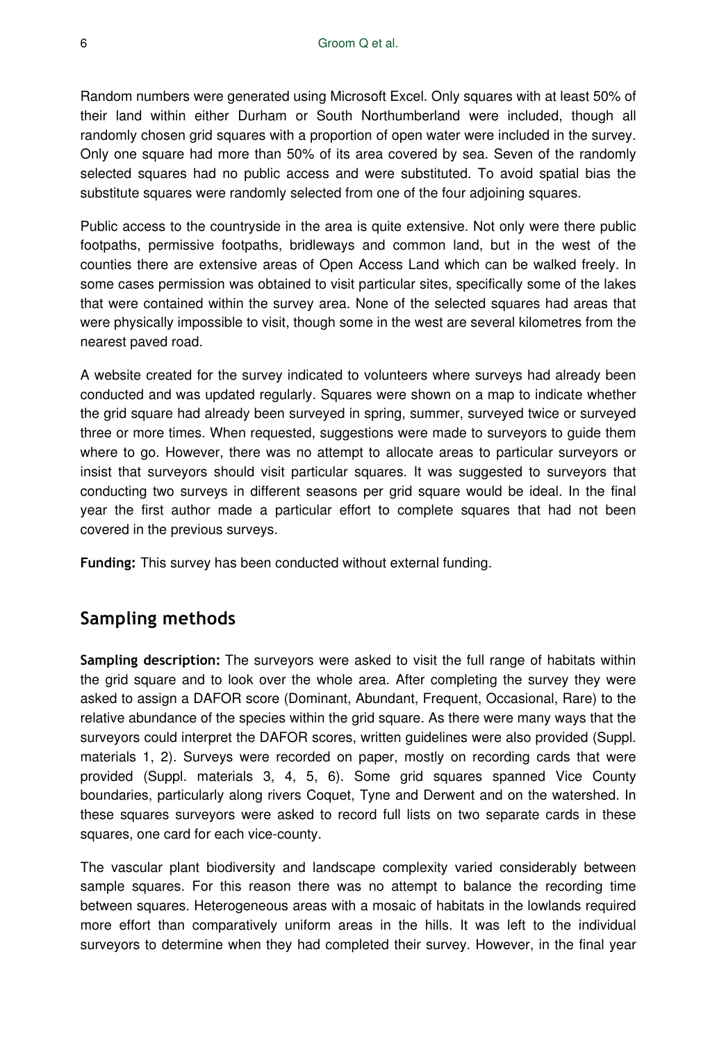Random numbers were generated using Microsoft Excel. Only squares with at least 50% of their land within either Durham or South Northumberland were included, though all randomly chosen grid squares with a proportion of open water were included in the survey. Only one square had more than 50% of its area covered by sea. Seven of the randomly selected squares had no public access and were substituted. To avoid spatial bias the substitute squares were randomly selected from one of the four adjoining squares.

Public access to the countryside in the area is quite extensive. Not only were there public footpaths, permissive footpaths, bridleways and common land, but in the west of the counties there are extensive areas of Open Access Land which can be walked freely. In some cases permission was obtained to visit particular sites, specifically some of the lakes that were contained within the survey area. None of the selected squares had areas that were physically impossible to visit, though some in the west are several kilometres from the nearest paved road.

A website created for the survey indicated to volunteers where surveys had already been conducted and was updated regularly. Squares were shown on a map to indicate whether the grid square had already been surveyed in spring, summer, surveyed twice or surveyed three or more times. When requested, suggestions were made to surveyors to guide them where to go. However, there was no attempt to allocate areas to particular surveyors or insist that surveyors should visit particular squares. It was suggested to surveyors that conducting two surveys in different seasons per grid square would be ideal. In the final year the first author made a particular effort to complete squares that had not been covered in the previous surveys.

**Funding:** This survey has been conducted without external funding.

## Sampling methods

**Sampling description:** The surveyors were asked to visit the full range of habitats within the grid square and to look over the whole area. After completing the survey they were asked to assign a DAFOR score (Dominant, Abundant, Frequent, Occasional, Rare) to the relative abundance of the species within the grid square. As there were many ways that the surveyors could interpret the DAFOR scores, written guidelines were also provided (Suppl. materials 1, 2). Surveys were recorded on paper, mostly on recording cards that were provided (Suppl. materials 3, 4, 5, 6). Some grid squares spanned Vice County boundaries, particularly along rivers Coquet, Tyne and Derwent and on the watershed. In these squares surveyors were asked to record full lists on two separate cards in these squares, one card for each vice-county.

The vascular plant biodiversity and landscape complexity varied considerably between sample squares. For this reason there was no attempt to balance the recording time between squares. Heterogeneous areas with a mosaic of habitats in the lowlands required more effort than comparatively uniform areas in the hills. It was left to the individual surveyors to determine when they had completed their survey. However, in the final year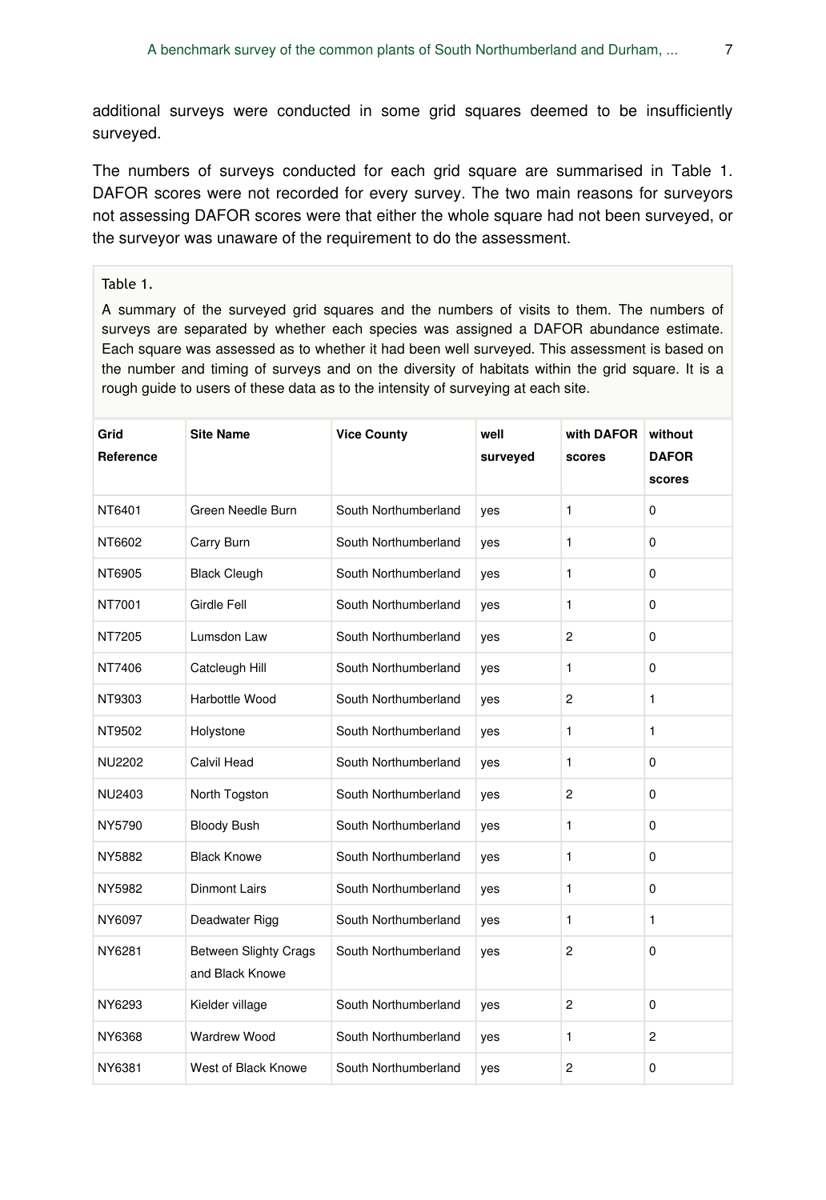additional surveys were conducted in some grid squares deemed to be insufficiently surveyed.

The numbers of surveys conducted for each grid square are summarised in Table 1. DAFOR scores were not recorded for every survey. The two main reasons for surveyors not assessing DAFOR scores were that either the whole square had not been surveyed, or the surveyor was unaware of the requirement to do the assessment.

Table 1.

A summary of the surveyed grid squares and the numbers of visits to them. The numbers of surveys are separated by whether each species was assigned a DAFOR abundance estimate. Each square was assessed as to whether it had been well surveyed. This assessment is based on the number and timing of surveys and on the diversity of habitats within the grid square. It is a rough guide to users of these data as to the intensity of surveying at each site.

| Grid Reference | Site Name | Vice County | well surveyed | with DAFOR scores | without DAFOR scores |
|---|---|---|---|---|---|
| NT6401 | Green Needle Burn | South Northumberland | yes | 1 | 0 |
| NT6602 | Carry Burn | South Northumberland | yes | 1 | 0 |
| NT6905 | Black Cleugh | South Northumberland | yes | 1 | 0 |
| NT7001 | Girdle Fell | South Northumberland | yes | 1 | 0 |
| NT7205 | Lumsdon Law | South Northumberland | yes | 2 | 0 |
| NT7406 | Catcleugh Hill | South Northumberland | yes | 1 | 0 |
| NT9303 | Harbottle Wood | South Northumberland | yes | 2 | 1 |
| NT9502 | Holystone | South Northumberland | yes | 1 | 1 |
| NU2202 | Calvil Head | South Northumberland | yes | 1 | 0 |
| NU2403 | North Togston | South Northumberland | yes | 2 | 0 |
| NY5790 | Bloody Bush | South Northumberland | yes | 1 | 0 |
| NY5882 | Black Knowe | South Northumberland | yes | 1 | 0 |
| NY5982 | Dinmont Lairs | South Northumberland | yes | 1 | 0 |
| NY6097 | Deadwater Rigg | South Northumberland | yes | 1 | 1 |
| NY6281 | Between Slighty Crags and Black Knowe | South Northumberland | yes | 2 | 0 |
| NY6293 | Kielder village | South Northumberland | yes | 2 | 0 |
| NY6368 | Wardrew Wood | South Northumberland | yes | 1 | 2 |
| NY6381 | West of Black Knowe | South Northumberland | yes | 2 | 0 |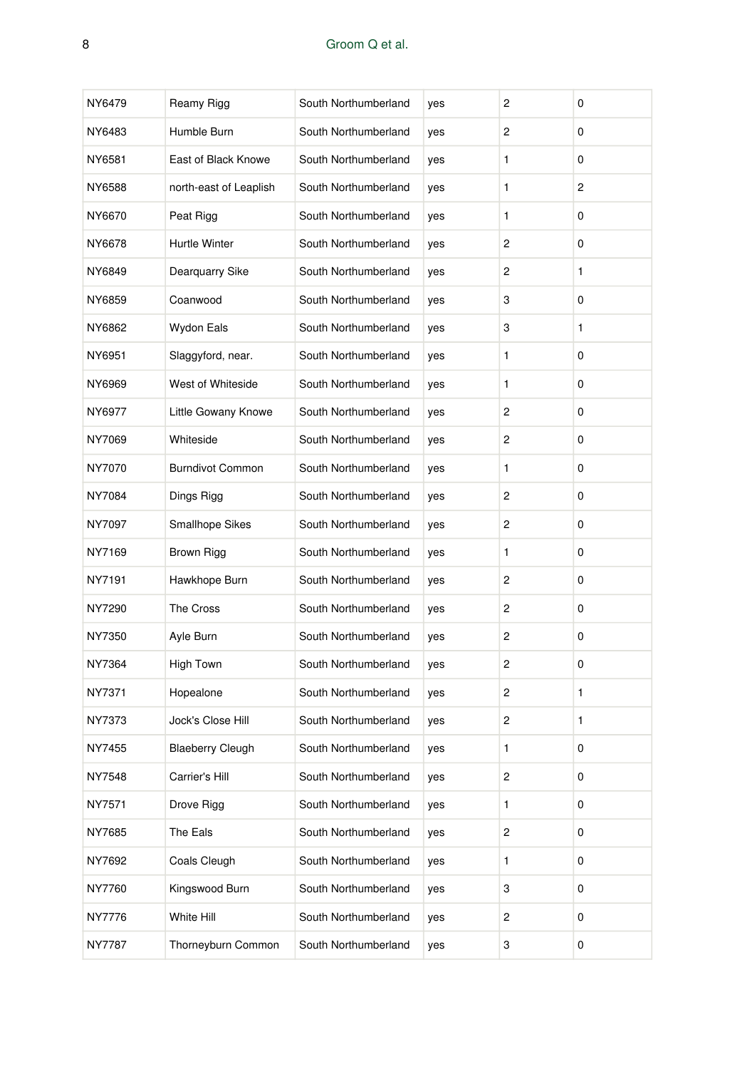| | | | | | |
|---|---|---|---|---|---|
| NY6479 | Reamy Rigg | South Northumberland | yes | 2 | 0 |
| NY6483 | Humble Burn | South Northumberland | yes | 2 | 0 |
| NY6581 | East of Black Knowe | South Northumberland | yes | 1 | 0 |
| NY6588 | north-east of Leaplish | South Northumberland | yes | 1 | 2 |
| NY6670 | Peat Rigg | South Northumberland | yes | 1 | 0 |
| NY6678 | Hurtle Winter | South Northumberland | yes | 2 | 0 |
| NY6849 | Dearquarry Sike | South Northumberland | yes | 2 | 1 |
| NY6859 | Coanwood | South Northumberland | yes | 3 | 0 |
| NY6862 | Wydon Eals | South Northumberland | yes | 3 | 1 |
| NY6951 | Slaggyford, near. | South Northumberland | yes | 1 | 0 |
| NY6969 | West of Whiteside | South Northumberland | yes | 1 | 0 |
| NY6977 | Little Gowany Knowe | South Northumberland | yes | 2 | 0 |
| NY7069 | Whiteside | South Northumberland | yes | 2 | 0 |
| NY7070 | Burndivot Common | South Northumberland | yes | 1 | 0 |
| NY7084 | Dings Rigg | South Northumberland | yes | 2 | 0 |
| NY7097 | Smallhope Sikes | South Northumberland | yes | 2 | 0 |
| NY7169 | Brown Rigg | South Northumberland | yes | 1 | 0 |
| NY7191 | Hawkhope Burn | South Northumberland | yes | 2 | 0 |
| NY7290 | The Cross | South Northumberland | yes | 2 | 0 |
| NY7350 | Ayle Burn | South Northumberland | yes | 2 | 0 |
| NY7364 | High Town | South Northumberland | yes | 2 | 0 |
| NY7371 | Hopealone | South Northumberland | yes | 2 | 1 |
| NY7373 | Jock's Close Hill | South Northumberland | yes | 2 | 1 |
| NY7455 | Blaeberry Cleugh | South Northumberland | yes | 1 | 0 |
| NY7548 | Carrier's Hill | South Northumberland | yes | 2 | 0 |
| NY7571 | Drove Rigg | South Northumberland | yes | 1 | 0 |
| NY7685 | The Eals | South Northumberland | yes | 2 | 0 |
| NY7692 | Coals Cleugh | South Northumberland | yes | 1 | 0 |
| NY7760 | Kingswood Burn | South Northumberland | yes | 3 | 0 |
| NY7776 | White Hill | South Northumberland | yes | 2 | 0 |
| NY7787 | Thorneyburn Common | South Northumberland | yes | 3 | 0 |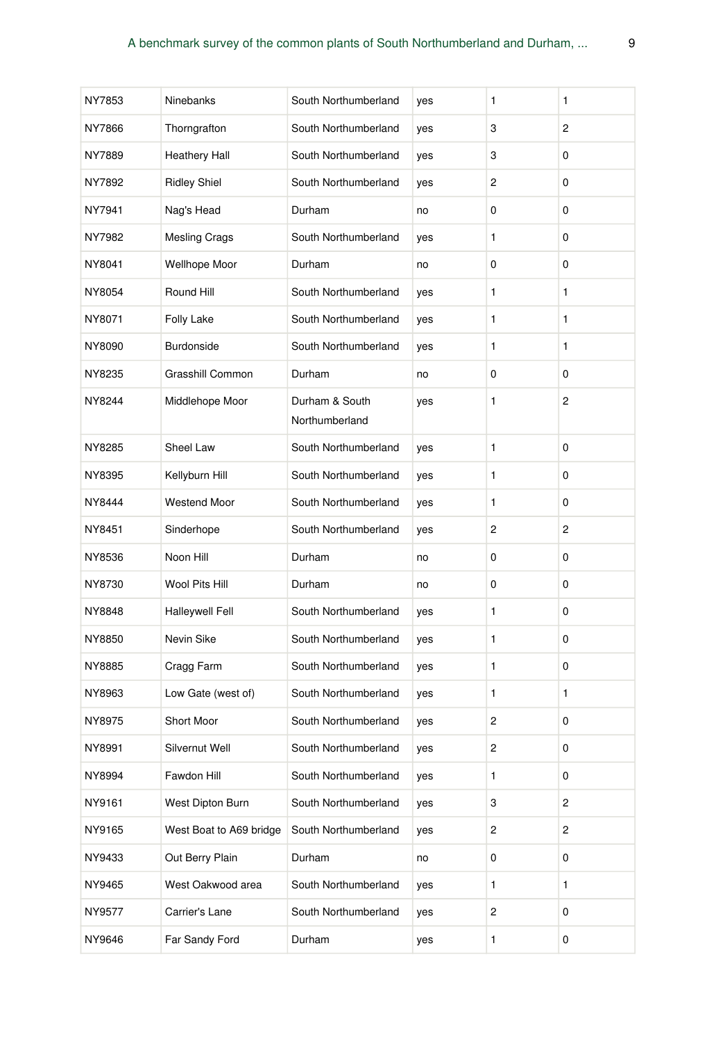| NY7853 | Ninebanks | South Northumberland | yes | 1 | 1 |
|---|---|---|---|---|---|
| NY7866 | Thorngrafton | South Northumberland | yes | 3 | 2 |
| NY7889 | Heathery Hall | South Northumberland | yes | 3 | 0 |
| NY7892 | Ridley Shiel | South Northumberland | yes | 2 | 0 |
| NY7941 | Nag's Head | Durham | no | 0 | 0 |
| NY7982 | Mesling Crags | South Northumberland | yes | 1 | 0 |
| NY8041 | Wellhope Moor | Durham | no | 0 | 0 |
| NY8054 | Round Hill | South Northumberland | yes | 1 | 1 |
| NY8071 | Folly Lake | South Northumberland | yes | 1 | 1 |
| NY8090 | Burdonside | South Northumberland | yes | 1 | 1 |
| NY8235 | Grasshill Common | Durham | no | 0 | 0 |
| NY8244 | Middlehope Moor | Durham & South Northumberland | yes | 1 | 2 |
| NY8285 | Sheel Law | South Northumberland | yes | 1 | 0 |
| NY8395 | Kellyburn Hill | South Northumberland | yes | 1 | 0 |
| NY8444 | Westend Moor | South Northumberland | yes | 1 | 0 |
| NY8451 | Sinderhope | South Northumberland | yes | 2 | 2 |
| NY8536 | Noon Hill | Durham | no | 0 | 0 |
| NY8730 | Wool Pits Hill | Durham | no | 0 | 0 |
| NY8848 | Halleywell Fell | South Northumberland | yes | 1 | 0 |
| NY8850 | Nevin Sike | South Northumberland | yes | 1 | 0 |
| NY8885 | Cragg Farm | South Northumberland | yes | 1 | 0 |
| NY8963 | Low Gate (west of) | South Northumberland | yes | 1 | 1 |
| NY8975 | Short Moor | South Northumberland | yes | 2 | 0 |
| NY8991 | Silvernut Well | South Northumberland | yes | 2 | 0 |
| NY8994 | Fawdon Hill | South Northumberland | yes | 1 | 0 |
| NY9161 | West Dipton Burn | South Northumberland | yes | 3 | 2 |
| NY9165 | West Boat to A69 bridge | South Northumberland | yes | 2 | 2 |
| NY9433 | Out Berry Plain | Durham | no | 0 | 0 |
| NY9465 | West Oakwood area | South Northumberland | yes | 1 | 1 |
| NY9577 | Carrier's Lane | South Northumberland | yes | 2 | 0 |
| NY9646 | Far Sandy Ford | Durham | yes | 1 | 0 |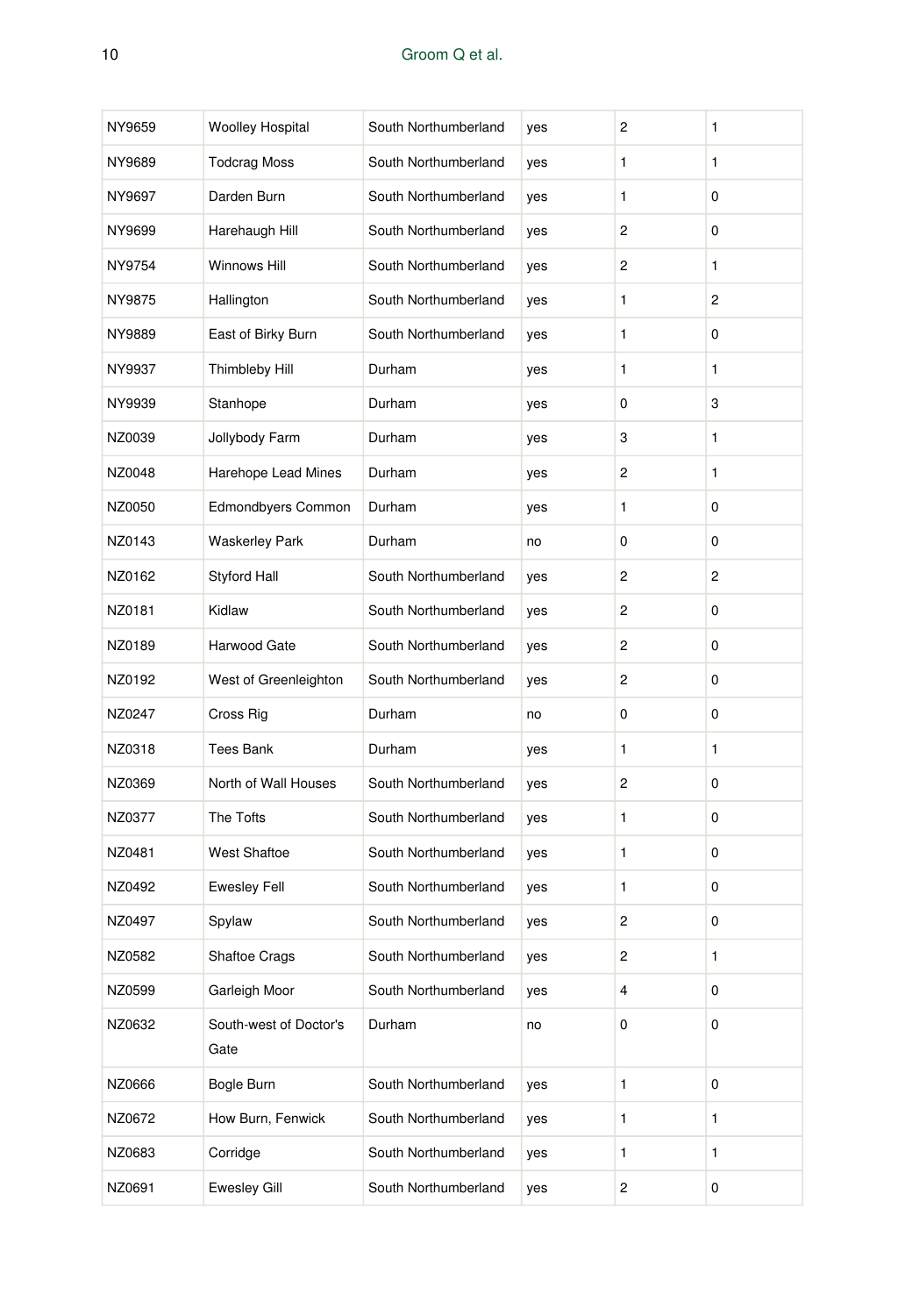| | | | | | |
|---|---|---|---|---|---|
| NY9659 | Woolley Hospital | South Northumberland | yes | 2 | 1 |
| NY9689 | Todcrag Moss | South Northumberland | yes | 1 | 1 |
| NY9697 | Darden Burn | South Northumberland | yes | 1 | 0 |
| NY9699 | Harehaugh Hill | South Northumberland | yes | 2 | 0 |
| NY9754 | Winnows Hill | South Northumberland | yes | 2 | 1 |
| NY9875 | Hallington | South Northumberland | yes | 1 | 2 |
| NY9889 | East of Birky Burn | South Northumberland | yes | 1 | 0 |
| NY9937 | Thimbleby Hill | Durham | yes | 1 | 1 |
| NY9939 | Stanhope | Durham | yes | 0 | 3 |
| NZ0039 | Jollybody Farm | Durham | yes | 3 | 1 |
| NZ0048 | Harehope Lead Mines | Durham | yes | 2 | 1 |
| NZ0050 | Edmondbyers Common | Durham | yes | 1 | 0 |
| NZ0143 | Waskerley Park | Durham | no | 0 | 0 |
| NZ0162 | Styford Hall | South Northumberland | yes | 2 | 2 |
| NZ0181 | Kidlaw | South Northumberland | yes | 2 | 0 |
| NZ0189 | Harwood Gate | South Northumberland | yes | 2 | 0 |
| NZ0192 | West of Greenleighton | South Northumberland | yes | 2 | 0 |
| NZ0247 | Cross Rig | Durham | no | 0 | 0 |
| NZ0318 | Tees Bank | Durham | yes | 1 | 1 |
| NZ0369 | North of Wall Houses | South Northumberland | yes | 2 | 0 |
| NZ0377 | The Tofts | South Northumberland | yes | 1 | 0 |
| NZ0481 | West Shaftoe | South Northumberland | yes | 1 | 0 |
| NZ0492 | Ewesley Fell | South Northumberland | yes | 1 | 0 |
| NZ0497 | Spylaw | South Northumberland | yes | 2 | 0 |
| NZ0582 | Shaftoe Crags | South Northumberland | yes | 2 | 1 |
| NZ0599 | Garleigh Moor | South Northumberland | yes | 4 | 0 |
| NZ0632 | South-west of Doctor's Gate | Durham | no | 0 | 0 |
| NZ0666 | Bogle Burn | South Northumberland | yes | 1 | 0 |
| NZ0672 | How Burn, Fenwick | South Northumberland | yes | 1 | 1 |
| NZ0683 | Corridge | South Northumberland | yes | 1 | 1 |
| NZ0691 | Ewesley Gill | South Northumberland | yes | 2 | 0 |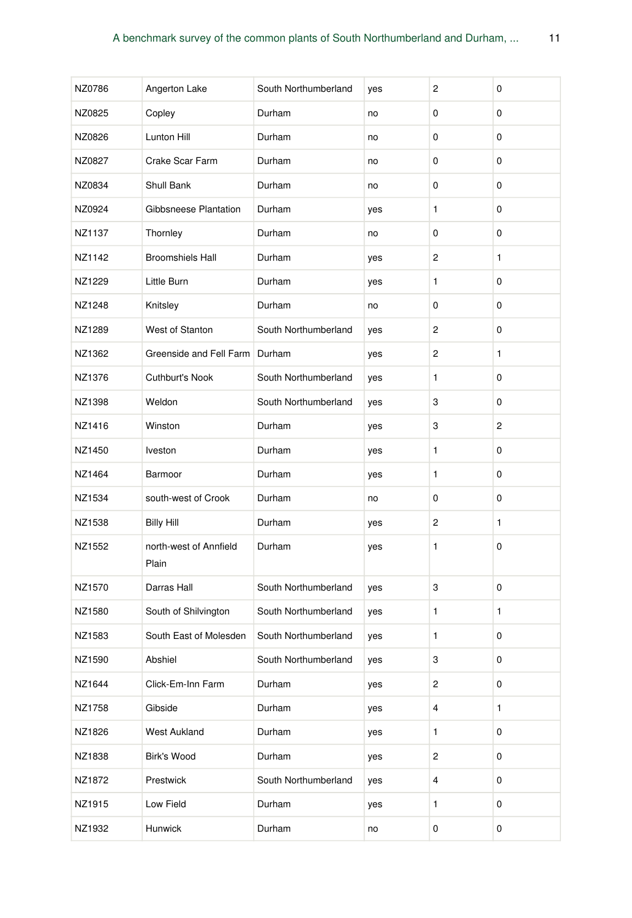| | | | | | |
|---|---|---|---|---|---|
| NZ0786 | Angerton Lake | South Northumberland | yes | 2 | 0 |
| NZ0825 | Copley | Durham | no | 0 | 0 |
| NZ0826 | Lunton Hill | Durham | no | 0 | 0 |
| NZ0827 | Crake Scar Farm | Durham | no | 0 | 0 |
| NZ0834 | Shull Bank | Durham | no | 0 | 0 |
| NZ0924 | Gibbsneese Plantation | Durham | yes | 1 | 0 |
| NZ1137 | Thornley | Durham | no | 0 | 0 |
| NZ1142 | Broomshiels Hall | Durham | yes | 2 | 1 |
| NZ1229 | Little Burn | Durham | yes | 1 | 0 |
| NZ1248 | Knitsley | Durham | no | 0 | 0 |
| NZ1289 | West of Stanton | South Northumberland | yes | 2 | 0 |
| NZ1362 | Greenside and Fell Farm | Durham | yes | 2 | 1 |
| NZ1376 | Cuthburt's Nook | South Northumberland | yes | 1 | 0 |
| NZ1398 | Weldon | South Northumberland | yes | 3 | 0 |
| NZ1416 | Winston | Durham | yes | 3 | 2 |
| NZ1450 | Iveston | Durham | yes | 1 | 0 |
| NZ1464 | Barmoor | Durham | yes | 1 | 0 |
| NZ1534 | south-west of Crook | Durham | no | 0 | 0 |
| NZ1538 | Billy Hill | Durham | yes | 2 | 1 |
| NZ1552 | north-west of Annfield Plain | Durham | yes | 1 | 0 |
| NZ1570 | Darras Hall | South Northumberland | yes | 3 | 0 |
| NZ1580 | South of Shilvington | South Northumberland | yes | 1 | 1 |
| NZ1583 | South East of Molesden | South Northumberland | yes | 1 | 0 |
| NZ1590 | Abshiel | South Northumberland | yes | 3 | 0 |
| NZ1644 | Click-Em-Inn Farm | Durham | yes | 2 | 0 |
| NZ1758 | Gibside | Durham | yes | 4 | 1 |
| NZ1826 | West Aukland | Durham | yes | 1 | 0 |
| NZ1838 | Birk's Wood | Durham | yes | 2 | 0 |
| NZ1872 | Prestwick | South Northumberland | yes | 4 | 0 |
| NZ1915 | Low Field | Durham | yes | 1 | 0 |
| NZ1932 | Hunwick | Durham | no | 0 | 0 |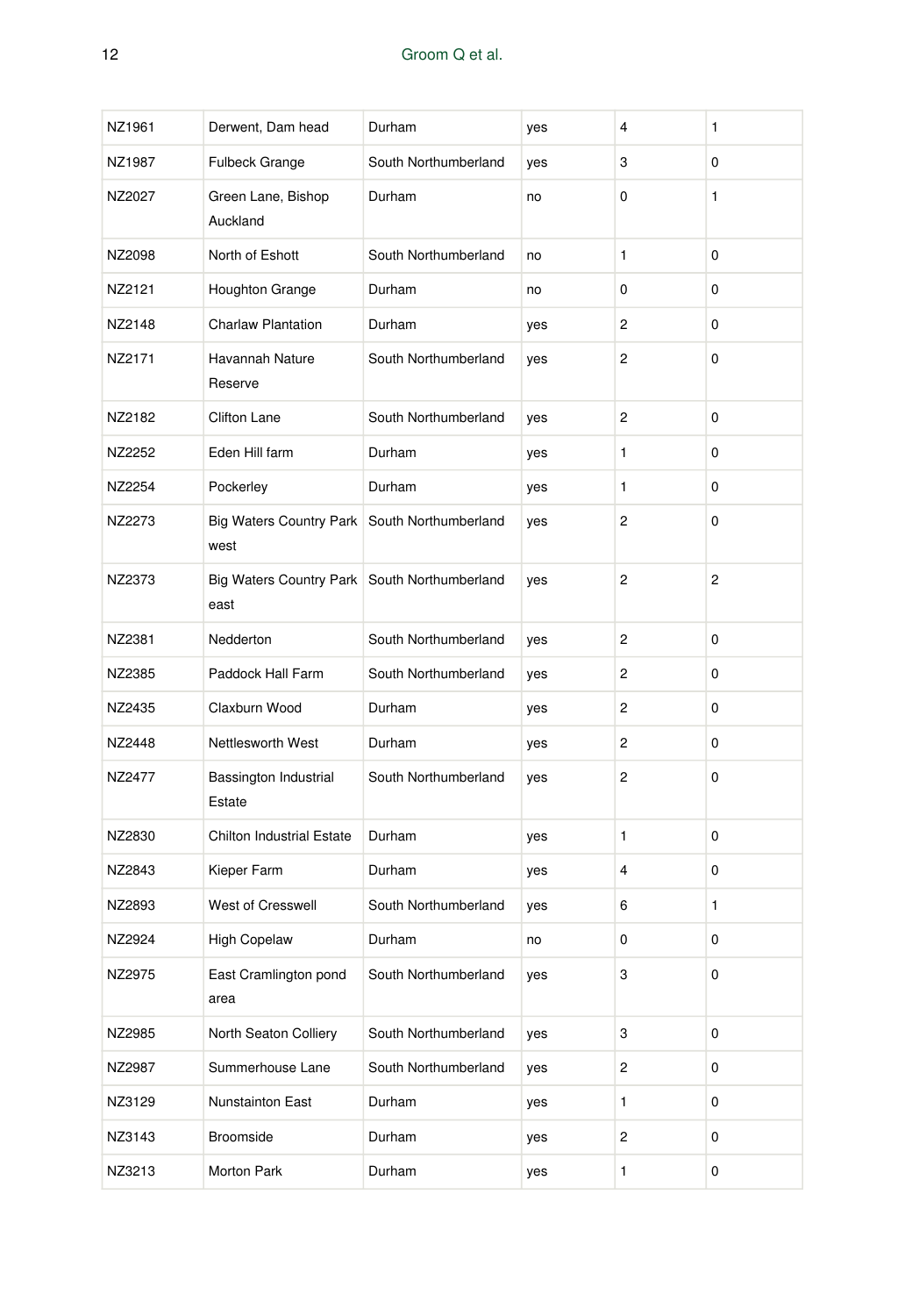| | | | | | |
|---|---|---|---|---|---|
| NZ1961 | Derwent, Dam head | Durham | yes | 4 | 1 |
| NZ1987 | Fulbeck Grange | South Northumberland | yes | 3 | 0 |
| NZ2027 | Green Lane, Bishop Auckland | Durham | no | 0 | 1 |
| NZ2098 | North of Eshott | South Northumberland | no | 1 | 0 |
| NZ2121 | Houghton Grange | Durham | no | 0 | 0 |
| NZ2148 | Charlaw Plantation | Durham | yes | 2 | 0 |
| NZ2171 | Havannah Nature Reserve | South Northumberland | yes | 2 | 0 |
| NZ2182 | Clifton Lane | South Northumberland | yes | 2 | 0 |
| NZ2252 | Eden Hill farm | Durham | yes | 1 | 0 |
| NZ2254 | Pockerley | Durham | yes | 1 | 0 |
| NZ2273 | Big Waters Country Park west | South Northumberland | yes | 2 | 0 |
| NZ2373 | Big Waters Country Park east | South Northumberland | yes | 2 | 2 |
| NZ2381 | Nedderton | South Northumberland | yes | 2 | 0 |
| NZ2385 | Paddock Hall Farm | South Northumberland | yes | 2 | 0 |
| NZ2435 | Claxburn Wood | Durham | yes | 2 | 0 |
| NZ2448 | Nettlesworth West | Durham | yes | 2 | 0 |
| NZ2477 | Bassington Industrial Estate | South Northumberland | yes | 2 | 0 |
| NZ2830 | Chilton Industrial Estate | Durham | yes | 1 | 0 |
| NZ2843 | Kieper Farm | Durham | yes | 4 | 0 |
| NZ2893 | West of Cresswell | South Northumberland | yes | 6 | 1 |
| NZ2924 | High Copelaw | Durham | no | 0 | 0 |
| NZ2975 | East Cramlington pond area | South Northumberland | yes | 3 | 0 |
| NZ2985 | North Seaton Colliery | South Northumberland | yes | 3 | 0 |
| NZ2987 | Summerhouse Lane | South Northumberland | yes | 2 | 0 |
| NZ3129 | Nunstainton East | Durham | yes | 1 | 0 |
| NZ3143 | Broomside | Durham | yes | 2 | 0 |
| NZ3213 | Morton Park | Durham | yes | 1 | 0 |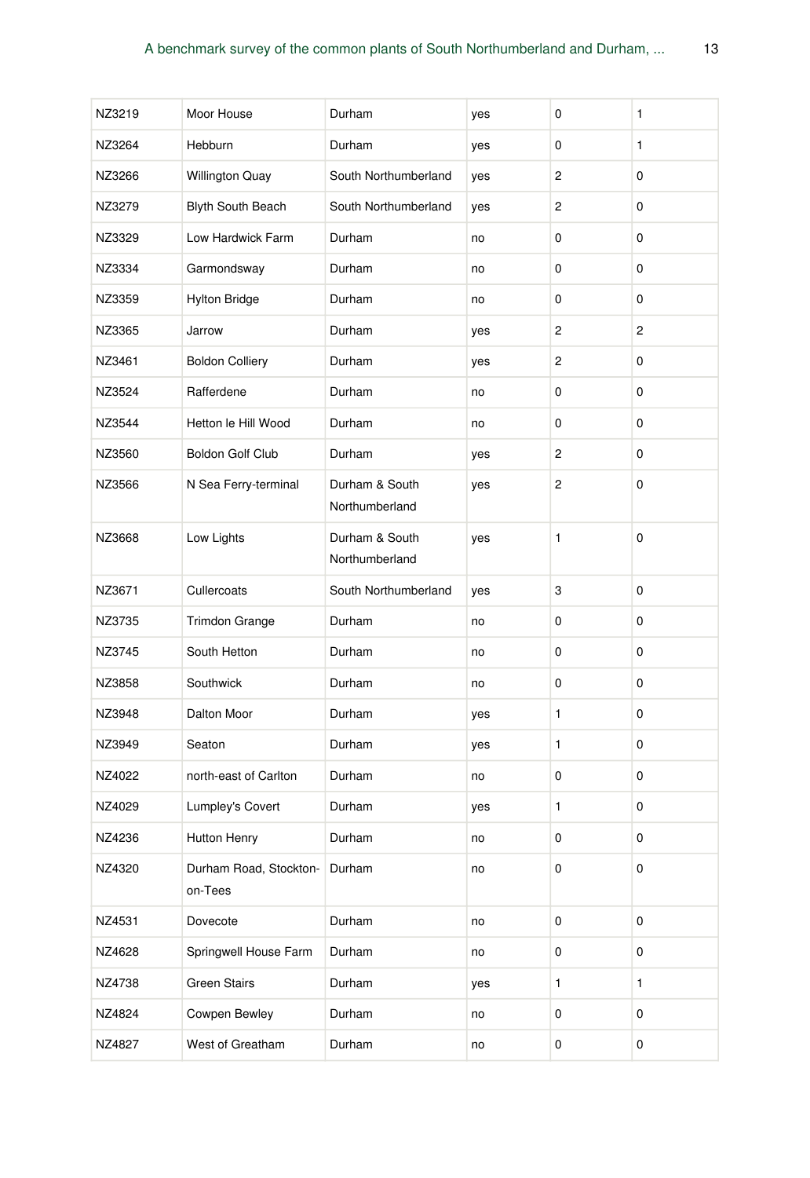| | | | | | |
|---|---|---|---|---|---|
| NZ3219 | Moor House | Durham | yes | 0 | 1 |
| NZ3264 | Hebburn | Durham | yes | 0 | 1 |
| NZ3266 | Willington Quay | South Northumberland | yes | 2 | 0 |
| NZ3279 | Blyth South Beach | South Northumberland | yes | 2 | 0 |
| NZ3329 | Low Hardwick Farm | Durham | no | 0 | 0 |
| NZ3334 | Garmondsway | Durham | no | 0 | 0 |
| NZ3359 | Hylton Bridge | Durham | no | 0 | 0 |
| NZ3365 | Jarrow | Durham | yes | 2 | 2 |
| NZ3461 | Boldon Colliery | Durham | yes | 2 | 0 |
| NZ3524 | Rafferdene | Durham | no | 0 | 0 |
| NZ3544 | Hetton le Hill Wood | Durham | no | 0 | 0 |
| NZ3560 | Boldon Golf Club | Durham | yes | 2 | 0 |
| NZ3566 | N Sea Ferry-terminal | Durham & South Northumberland | yes | 2 | 0 |
| NZ3668 | Low Lights | Durham & South Northumberland | yes | 1 | 0 |
| NZ3671 | Cullercoats | South Northumberland | yes | 3 | 0 |
| NZ3735 | Trimdon Grange | Durham | no | 0 | 0 |
| NZ3745 | South Hetton | Durham | no | 0 | 0 |
| NZ3858 | Southwick | Durham | no | 0 | 0 |
| NZ3948 | Dalton Moor | Durham | yes | 1 | 0 |
| NZ3949 | Seaton | Durham | yes | 1 | 0 |
| NZ4022 | north-east of Carlton | Durham | no | 0 | 0 |
| NZ4029 | Lumpley's Covert | Durham | yes | 1 | 0 |
| NZ4236 | Hutton Henry | Durham | no | 0 | 0 |
| NZ4320 | Durham Road, Stockton-on-Tees | Durham | no | 0 | 0 |
| NZ4531 | Dovecote | Durham | no | 0 | 0 |
| NZ4628 | Springwell House Farm | Durham | no | 0 | 0 |
| NZ4738 | Green Stairs | Durham | yes | 1 | 1 |
| NZ4824 | Cowpen Bewley | Durham | no | 0 | 0 |
| NZ4827 | West of Greatham | Durham | no | 0 | 0 |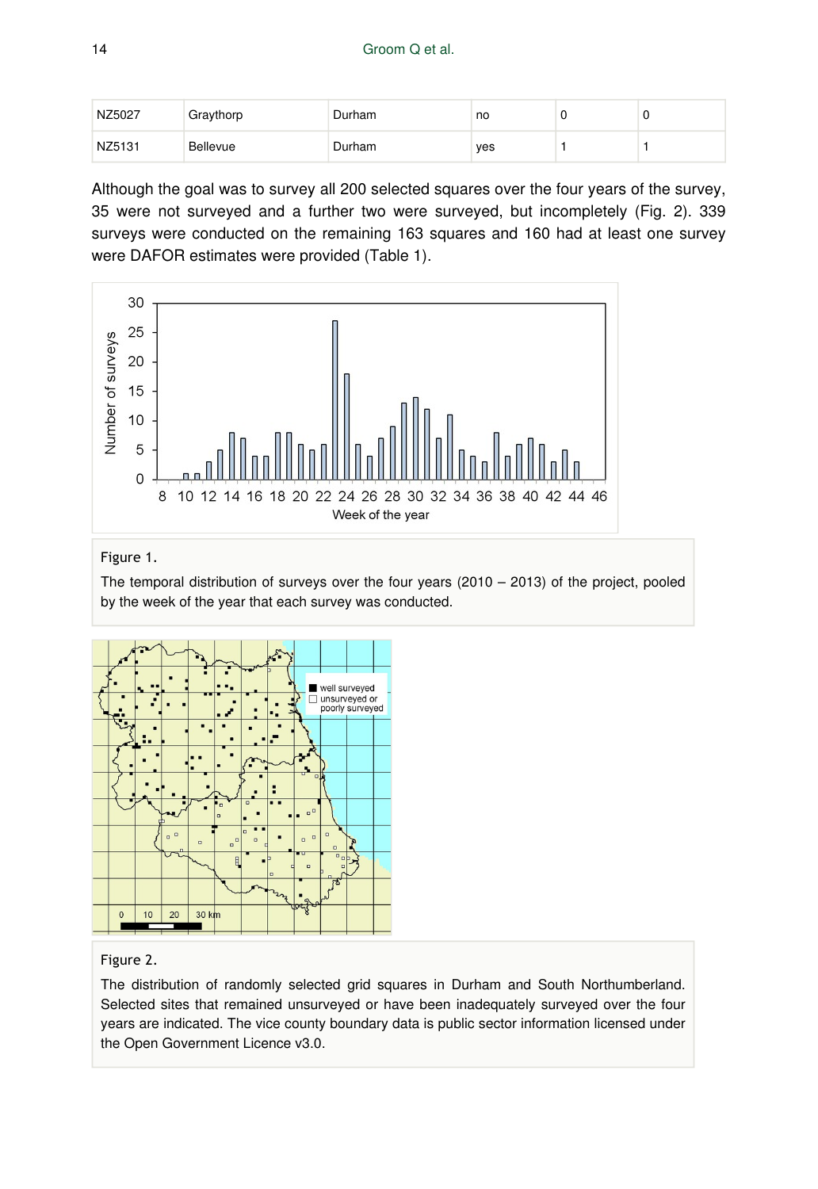| NZ5027 | Graythorp | Durham | no | 0 | 0 |
| --- | --- | --- | --- | --- | --- |
| NZ5131 | Bellevue | Durham | yes | 1 | 1 |

Although the goal was to survey all 200 selected squares over the four years of the survey, 35 were not surveyed and a further two were surveyed, but incompletely (Fig. 2). 339 surveys were conducted on the remaining 163 squares and 160 had at least one survey were DAFOR estimates were provided (Table 1).

Figure 1.

The temporal distribution of surveys over the four years (2010 – 2013) of the project, pooled by the week of the year that each survey was conducted.

Figure 2.

The distribution of randomly selected grid squares in Durham and South Northumberland. Selected sites that remained unsurveyed or have been inadequately surveyed over the four years are indicated. The vice county boundary data is public sector information licensed under the Open Government Licence v3.0.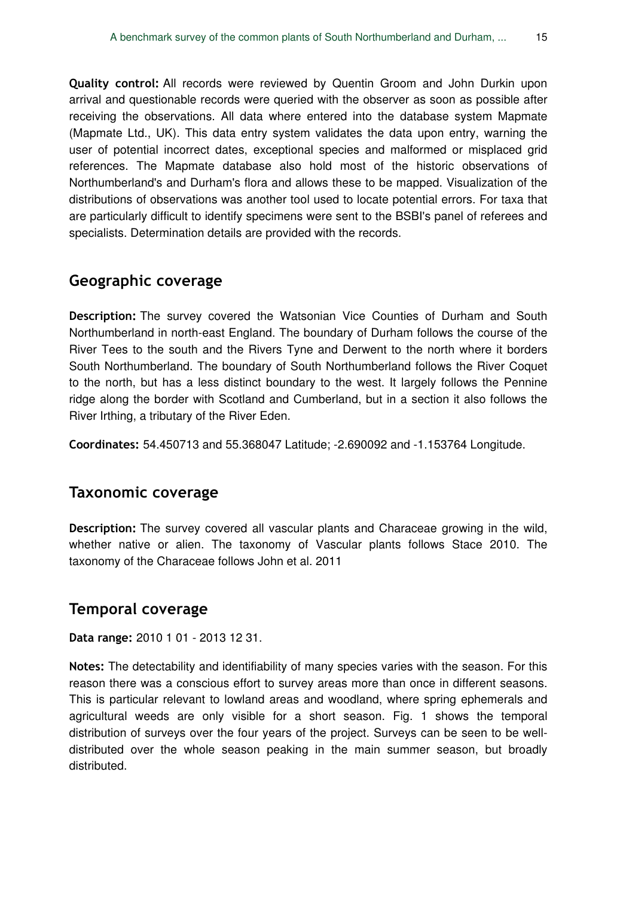**Quality control:** All records were reviewed by Quentin Groom and John Durkin upon arrival and questionable records were queried with the observer as soon as possible after receiving the observations. All data where entered into the database system Mapmate (Mapmate Ltd., UK). This data entry system validates the data upon entry, warning the user of potential incorrect dates, exceptional species and malformed or misplaced grid references. The Mapmate database also hold most of the historic observations of Northumberland's and Durham's flora and allows these to be mapped. Visualization of the distributions of observations was another tool used to locate potential errors. For taxa that are particularly difficult to identify specimens were sent to the BSBI's panel of referees and specialists. Determination details are provided with the records.

## Geographic coverage

**Description:** The survey covered the Watsonian Vice Counties of Durham and South Northumberland in north-east England. The boundary of Durham follows the course of the River Tees to the south and the Rivers Tyne and Derwent to the north where it borders South Northumberland. The boundary of South Northumberland follows the River Coquet to the north, but has a less distinct boundary to the west. It largely follows the Pennine ridge along the border with Scotland and Cumberland, but in a section it also follows the River Irthing, a tributary of the River Eden.

**Coordinates:** 54.450713 and 55.368047 Latitude; -2.690092 and -1.153764 Longitude.

## Taxonomic coverage

**Description:** The survey covered all vascular plants and Characeae growing in the wild, whether native or alien. The taxonomy of Vascular plants follows Stace 2010. The taxonomy of the Characeae follows John et al. 2011

## Temporal coverage

**Data range:** 2010 1 01 - 2013 12 31.

**Notes:** The detectability and identifiability of many species varies with the season. For this reason there was a conscious effort to survey areas more than once in different seasons. This is particular relevant to lowland areas and woodland, where spring ephemerals and agricultural weeds are only visible for a short season. Fig. 1 shows the temporal distribution of surveys over the four years of the project. Surveys can be seen to be well-distributed over the whole season peaking in the main summer season, but broadly distributed.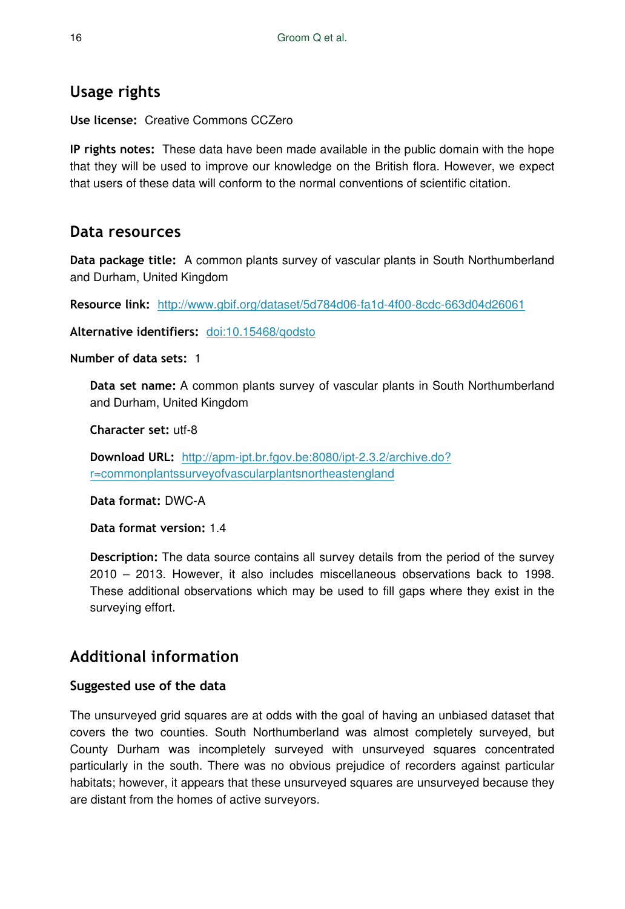## Usage rights

**Use license:** Creative Commons CCZero

**IP rights notes:** These data have been made available in the public domain with the hope that they will be used to improve our knowledge on the British flora. However, we expect that users of these data will conform to the normal conventions of scientific citation.

## Data resources

**Data package title:** A common plants survey of vascular plants in South Northumberland and Durham, United Kingdom

**Resource link:** http://www.gbif.org/dataset/5d784d06-fa1d-4f00-8cdc-663d04d26061

**Alternative identifiers:** doi:10.15468/qodsto

**Number of data sets:** 1

**Data set name:** A common plants survey of vascular plants in South Northumberland and Durham, United Kingdom

**Character set:** utf-8

**Download URL:** http://apm-ipt.br.fgov.be:8080/ipt-2.3.2/archive.do?r=commonplantssurveyofvascularplantsnortheastengland

**Data format:** DWC-A

**Data format version:** 1.4

**Description:** The data source contains all survey details from the period of the survey 2010 – 2013. However, it also includes miscellaneous observations back to 1998. These additional observations which may be used to fill gaps where they exist in the surveying effort.

## Additional information

### Suggested use of the data

The unsurveyed grid squares are at odds with the goal of having an unbiased dataset that covers the two counties. South Northumberland was almost completely surveyed, but County Durham was incompletely surveyed with unsurveyed squares concentrated particularly in the south. There was no obvious prejudice of recorders against particular habitats; however, it appears that these unsurveyed squares are unsurveyed because they are distant from the homes of active surveyors.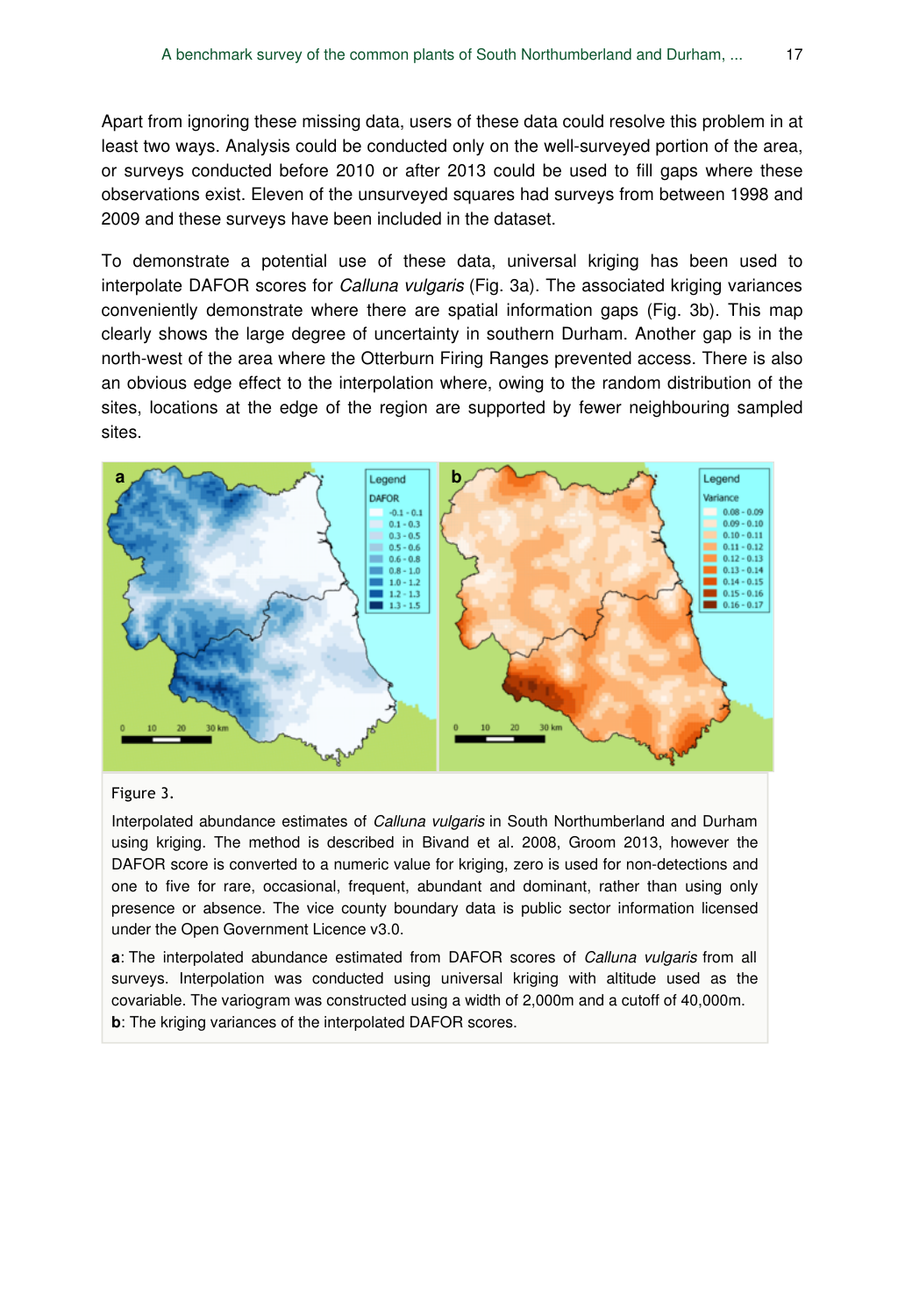Apart from ignoring these missing data, users of these data could resolve this problem in at least two ways. Analysis could be conducted only on the well-surveyed portion of the area, or surveys conducted before 2010 or after 2013 could be used to fill gaps where these observations exist. Eleven of the unsurveyed squares had surveys from between 1998 and 2009 and these surveys have been included in the dataset.

To demonstrate a potential use of these data, universal kriging has been used to interpolate DAFOR scores for *Calluna vulgaris* (Fig. 3a). The associated kriging variances conveniently demonstrate where there are spatial information gaps (Fig. 3b). This map clearly shows the large degree of uncertainty in southern Durham. Another gap is in the north-west of the area where the Otterburn Firing Ranges prevented access. There is also an obvious edge effect to the interpolation where, owing to the random distribution of the sites, locations at the edge of the region are supported by fewer neighbouring sampled sites.

Figure 3.

Interpolated abundance estimates of *Calluna vulgaris* in South Northumberland and Durham using kriging. The method is described in Bivand et al. 2008, Groom 2013, however the DAFOR score is converted to a numeric value for kriging, zero is used for non-detections and one to five for rare, occasional, frequent, abundant and dominant, rather than using only presence or absence. The vice county boundary data is public sector information licensed under the Open Government Licence v3.0.

**a**: The interpolated abundance estimated from DAFOR scores of *Calluna vulgaris* from all surveys. Interpolation was conducted using universal kriging with altitude used as the covariable. The variogram was constructed using a width of 2,000m and a cutoff of 40,000m.

**b**: The kriging variances of the interpolated DAFOR scores.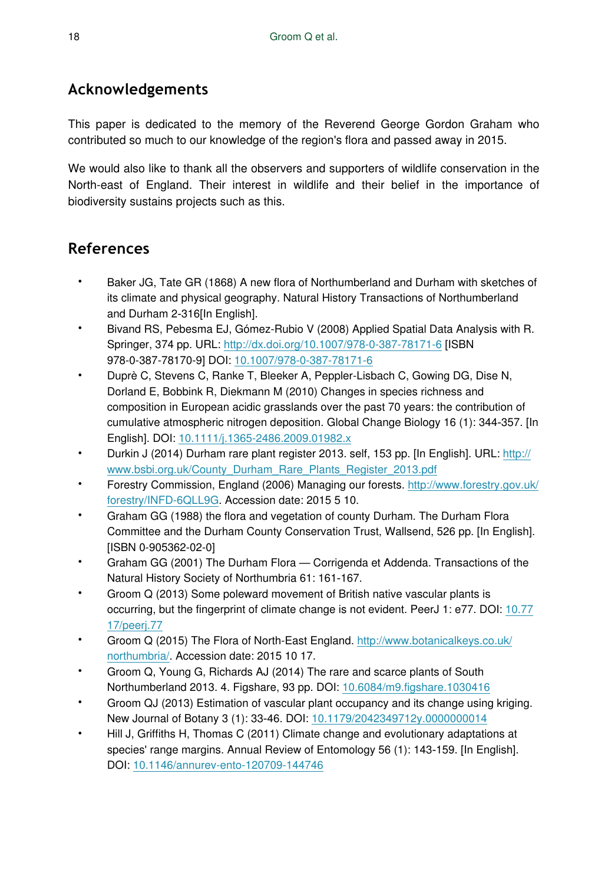## Acknowledgements

This paper is dedicated to the memory of the Reverend George Gordon Graham who contributed so much to our knowledge of the region's flora and passed away in 2015.

We would also like to thank all the observers and supporters of wildlife conservation in the North-east of England. Their interest in wildlife and their belief in the importance of biodiversity sustains projects such as this.

## References

- Baker JG, Tate GR (1868) A new flora of Northumberland and Durham with sketches of its climate and physical geography. Natural History Transactions of Northumberland and Durham 2-316[In English].
- Bivand RS, Pebesma EJ, Gómez-Rubio V (2008) Applied Spatial Data Analysis with R. Springer, 374 pp. URL: http://dx.doi.org/10.1007/978-0-387-78171-6 [ISBN 978-0-387-78170-9] DOI: 10.1007/978-0-387-78171-6
- Duprè C, Stevens C, Ranke T, Bleeker A, Peppler-Lisbach C, Gowing DG, Dise N, Dorland E, Bobbink R, Diekmann M (2010) Changes in species richness and composition in European acidic grasslands over the past 70 years: the contribution of cumulative atmospheric nitrogen deposition. Global Change Biology 16 (1): 344-357. [In English]. DOI: 10.1111/j.1365-2486.2009.01982.x
- Durkin J (2014) Durham rare plant register 2013. self, 153 pp. [In English]. URL: http://www.bsbi.org.uk/County_Durham_Rare_Plants_Register_2013.pdf
- Forestry Commission, England (2006) Managing our forests. http://www.forestry.gov.uk/forestry/INFD-6QLL9G. Accession date: 2015 5 10.
- Graham GG (1988) the flora and vegetation of county Durham. The Durham Flora Committee and the Durham County Conservation Trust, Wallsend, 526 pp. [In English]. [ISBN 0-905362-02-0]
- Graham GG (2001) The Durham Flora — Corrigenda et Addenda. Transactions of the Natural History Society of Northumbria 61: 161-167.
- Groom Q (2013) Some poleward movement of British native vascular plants is occurring, but the fingerprint of climate change is not evident. PeerJ 1: e77. DOI: 10.7717/peerj.77
- Groom Q (2015) The Flora of North-East England. http://www.botanicalkeys.co.uk/northumbria/. Accession date: 2015 10 17.
- Groom Q, Young G, Richards AJ (2014) The rare and scarce plants of South Northumberland 2013. 4. Figshare, 93 pp. DOI: 10.6084/m9.figshare.1030416
- Groom QJ (2013) Estimation of vascular plant occupancy and its change using kriging. New Journal of Botany 3 (1): 33-46. DOI: 10.1179/2042349712y.0000000014
- Hill J, Griffiths H, Thomas C (2011) Climate change and evolutionary adaptations at species' range margins. Annual Review of Entomology 56 (1): 143-159. [In English]. DOI: 10.1146/annurev-ento-120709-144746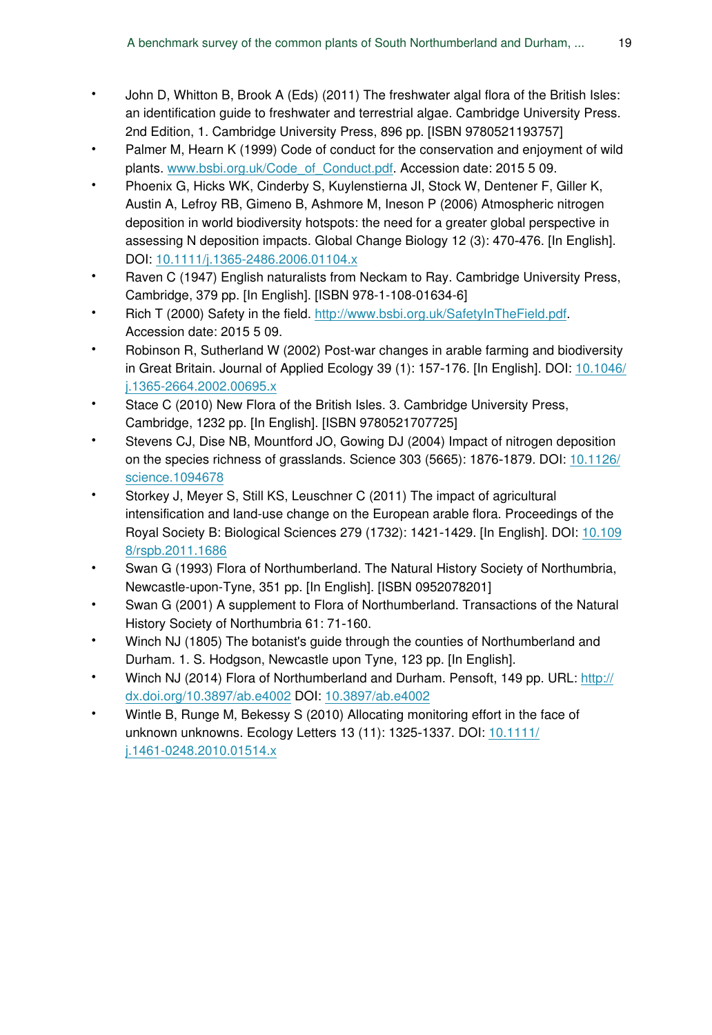- John D, Whitton B, Brook A (Eds) (2011) The freshwater algal flora of the British Isles: an identification guide to freshwater and terrestrial algae. Cambridge University Press. 2nd Edition, 1. Cambridge University Press, 896 pp. [ISBN 9780521193757]
- Palmer M, Hearn K (1999) Code of conduct for the conservation and enjoyment of wild plants. www.bsbi.org.uk/Code_of_Conduct.pdf. Accession date: 2015 5 09.
- Phoenix G, Hicks WK, Cinderby S, Kuylenstierna JI, Stock W, Dentener F, Giller K, Austin A, Lefroy RB, Gimeno B, Ashmore M, Ineson P (2006) Atmospheric nitrogen deposition in world biodiversity hotspots: the need for a greater global perspective in assessing N deposition impacts. Global Change Biology 12 (3): 470-476. [In English]. DOI: 10.1111/j.1365-2486.2006.01104.x
- Raven C (1947) English naturalists from Neckam to Ray. Cambridge University Press, Cambridge, 379 pp. [In English]. [ISBN 978-1-108-01634-6]
- Rich T (2000) Safety in the field. http://www.bsbi.org.uk/SafetyInTheField.pdf. Accession date: 2015 5 09.
- Robinson R, Sutherland W (2002) Post-war changes in arable farming and biodiversity in Great Britain. Journal of Applied Ecology 39 (1): 157-176. [In English]. DOI: 10.1046/j.1365-2664.2002.00695.x
- Stace C (2010) New Flora of the British Isles. 3. Cambridge University Press, Cambridge, 1232 pp. [In English]. [ISBN 9780521707725]
- Stevens CJ, Dise NB, Mountford JO, Gowing DJ (2004) Impact of nitrogen deposition on the species richness of grasslands. Science 303 (5665): 1876-1879. DOI: 10.1126/science.1094678
- Storkey J, Meyer S, Still KS, Leuschner C (2011) The impact of agricultural intensification and land-use change on the European arable flora. Proceedings of the Royal Society B: Biological Sciences 279 (1732): 1421-1429. [In English]. DOI: 10.1098/rspb.2011.1686
- Swan G (1993) Flora of Northumberland. The Natural History Society of Northumbria, Newcastle-upon-Tyne, 351 pp. [In English]. [ISBN 0952078201]
- Swan G (2001) A supplement to Flora of Northumberland. Transactions of the Natural History Society of Northumbria 61: 71-160.
- Winch NJ (1805) The botanist's guide through the counties of Northumberland and Durham. 1. S. Hodgson, Newcastle upon Tyne, 123 pp. [In English].
- Winch NJ (2014) Flora of Northumberland and Durham. Pensoft, 149 pp. URL: http://dx.doi.org/10.3897/ab.e4002 DOI: 10.3897/ab.e4002
- Wintle B, Runge M, Bekessy S (2010) Allocating monitoring effort in the face of unknown unknowns. Ecology Letters 13 (11): 1325-1337. DOI: 10.1111/j.1461-0248.2010.01514.x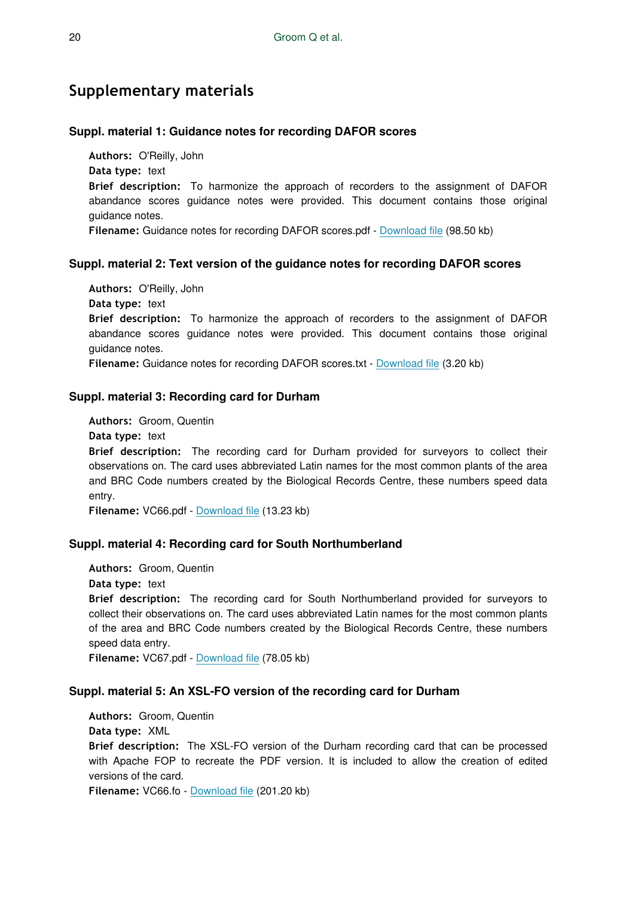## Supplementary materials

### Suppl. material 1: Guidance notes for recording DAFOR scores

**Authors:** O'Reilly, John
**Data type:** text
**Brief description:** To harmonize the approach of recorders to the assignment of DAFOR abandance scores guidance notes were provided. This document contains those original guidance notes.
**Filename:** Guidance notes for recording DAFOR scores.pdf - Download file (98.50 kb)

### Suppl. material 2: Text version of the guidance notes for recording DAFOR scores

**Authors:** O'Reilly, John
**Data type:** text
**Brief description:** To harmonize the approach of recorders to the assignment of DAFOR abandance scores guidance notes were provided. This document contains those original guidance notes.
**Filename:** Guidance notes for recording DAFOR scores.txt - Download file (3.20 kb)

### Suppl. material 3: Recording card for Durham

**Authors:** Groom, Quentin
**Data type:** text
**Brief description:** The recording card for Durham provided for surveyors to collect their observations on. The card uses abbreviated Latin names for the most common plants of the area and BRC Code numbers created by the Biological Records Centre, these numbers speed data entry.
**Filename:** VC66.pdf - Download file (13.23 kb)

### Suppl. material 4: Recording card for South Northumberland

**Authors:** Groom, Quentin
**Data type:** text
**Brief description:** The recording card for South Northumberland provided for surveyors to collect their observations on. The card uses abbreviated Latin names for the most common plants of the area and BRC Code numbers created by the Biological Records Centre, these numbers speed data entry.
**Filename:** VC67.pdf - Download file (78.05 kb)

### Suppl. material 5: An XSL-FO version of the recording card for Durham

**Authors:** Groom, Quentin
**Data type:** XML
**Brief description:** The XSL-FO version of the Durham recording card that can be processed with Apache FOP to recreate the PDF version. It is included to allow the creation of edited versions of the card.
**Filename:** VC66.fo - Download file (201.20 kb)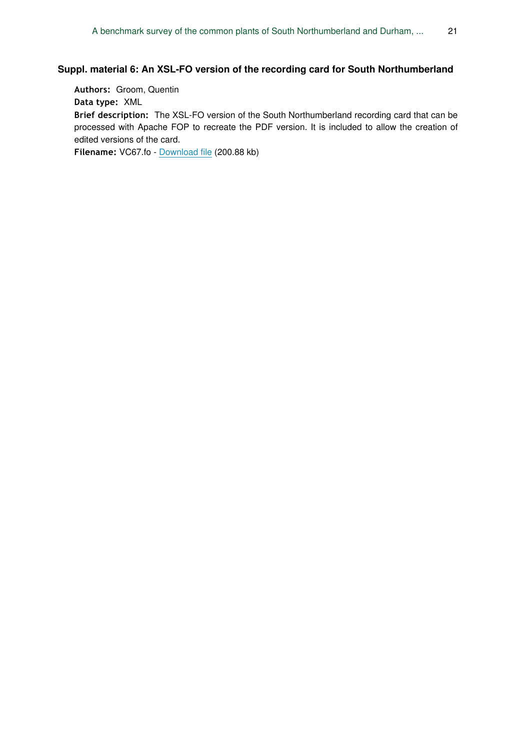### Suppl. material 6: An XSL-FO version of the recording card for South Northumberland

**Authors:** Groom, Quentin

**Data type:** XML

**Brief description:** The XSL-FO version of the South Northumberland recording card that can be processed with Apache FOP to recreate the PDF version. It is included to allow the creation of edited versions of the card.

**Filename:** VC67.fo - Download file (200.88 kb)